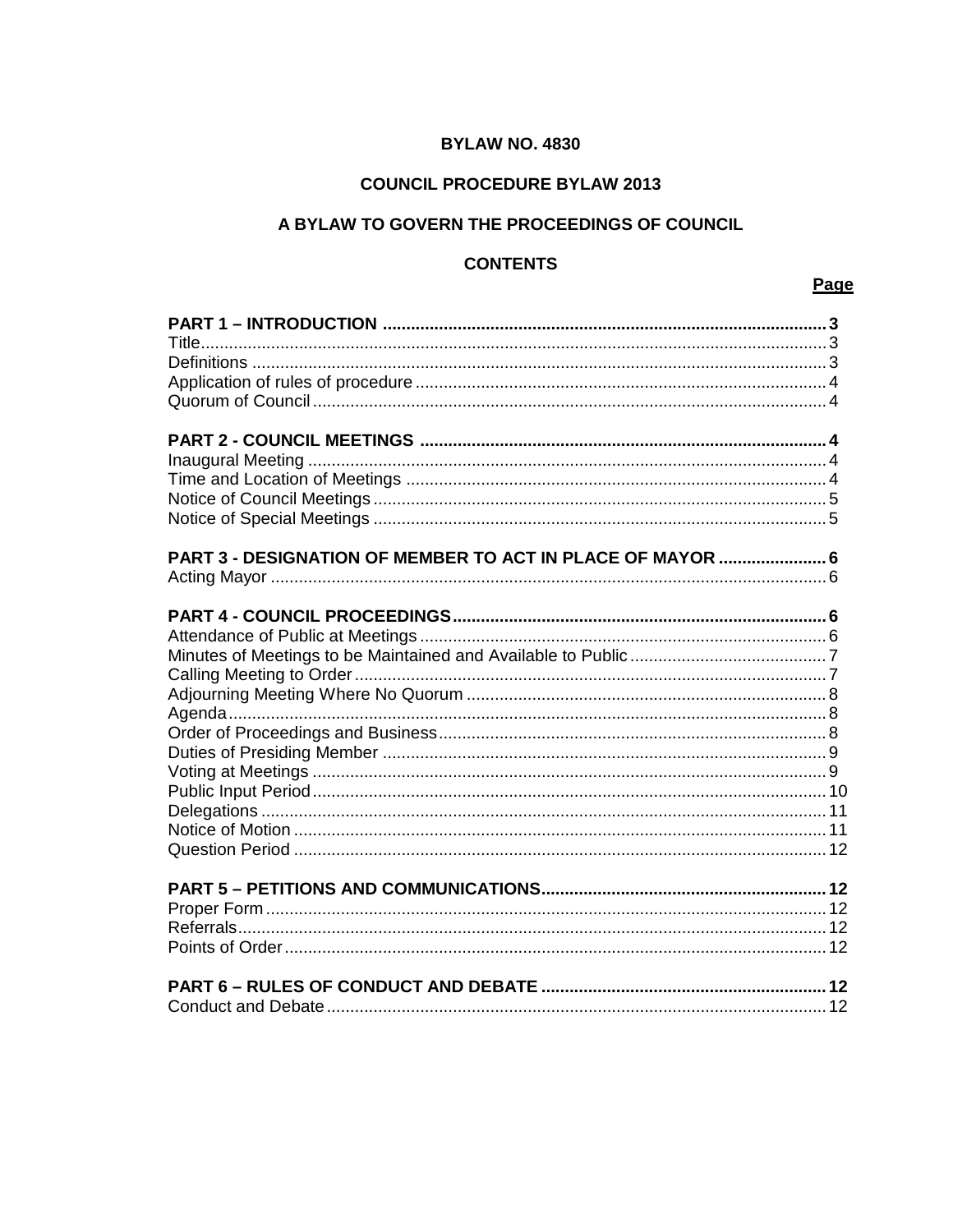**BYLAW NO. 4830**

**COUNCIL PROCEDURE BYLAW 2013**

**A BYLAW TO GOVERN THE PROCEEDINGS OF COUNCIL**

**CONTENTS**

| | **Page** |
|---|---|
| **PART 1 – INTRODUCTION** | **3** |
| Title | 3 |
| Definitions | 3 |
| Application of rules of procedure | 4 |
| Quorum of Council | 4 |
| | |
| **PART 2 - COUNCIL MEETINGS** | **4** |
| Inaugural Meeting | 4 |
| Time and Location of Meetings | 4 |
| Notice of Council Meetings | 5 |
| Notice of Special Meetings | 5 |
| | |
| **PART 3 - DESIGNATION OF MEMBER TO ACT IN PLACE OF MAYOR** | **6** |
| Acting Mayor | 6 |
| | |
| **PART 4 - COUNCIL PROCEEDINGS** | **6** |
| Attendance of Public at Meetings | 6 |
| Minutes of Meetings to be Maintained and Available to Public | 7 |
| Calling Meeting to Order | 7 |
| Adjourning Meeting Where No Quorum | 8 |
| Agenda | 8 |
| Order of Proceedings and Business | 8 |
| Duties of Presiding Member | 9 |
| Voting at Meetings | 9 |
| Public Input Period | 10 |
| Delegations | 11 |
| Notice of Motion | 11 |
| Question Period | 12 |
| | |
| **PART 5 – PETITIONS AND COMMUNICATIONS** | **12** |
| Proper Form | 12 |
| Referrals | 12 |
| Points of Order | 12 |
| | |
| **PART 6 – RULES OF CONDUCT AND DEBATE** | **12** |
| Conduct and Debate | 12 |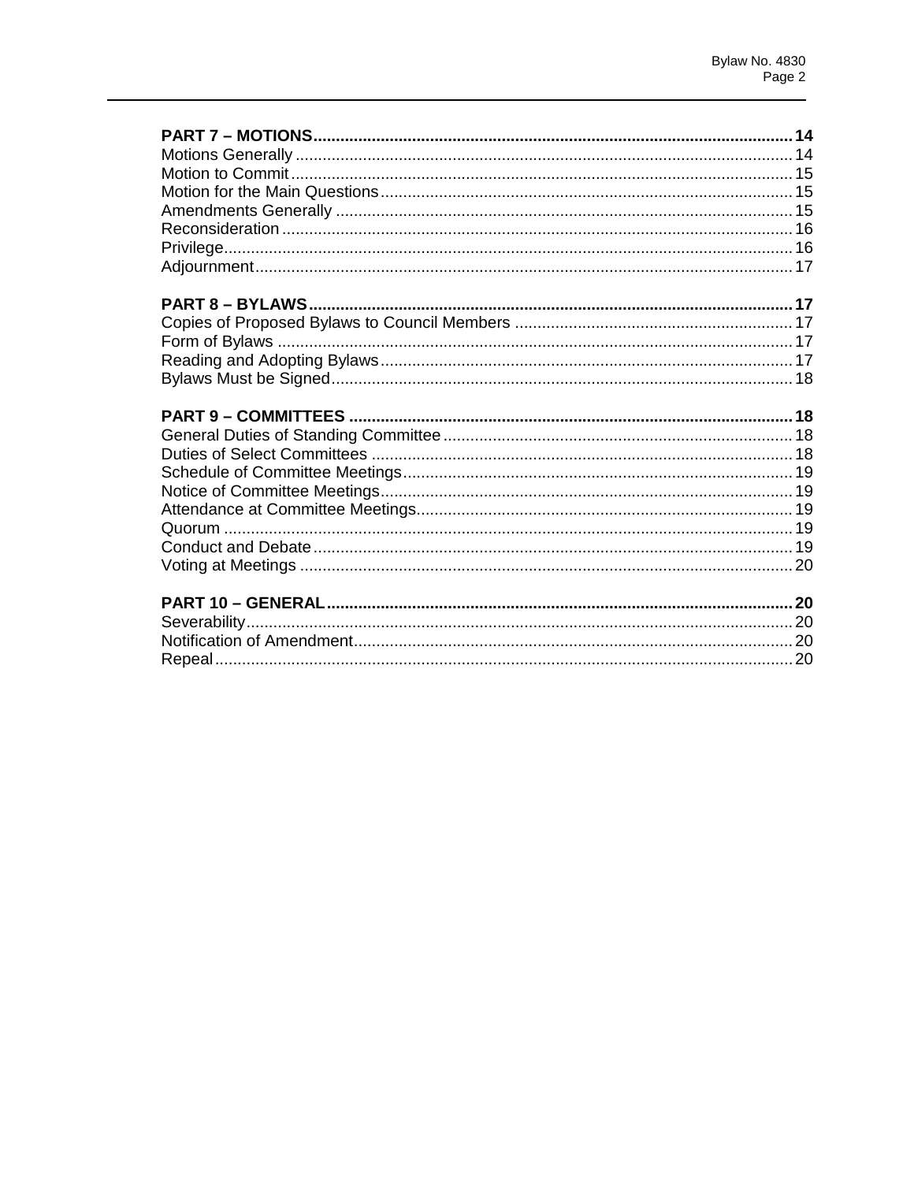| | |
|---|---|
| **PART 7 – MOTIONS** | **14** |
| Motions Generally | 14 |
| Motion to Commit | 15 |
| Motion for the Main Questions | 15 |
| Amendments Generally | 15 |
| Reconsideration | 16 |
| Privilege | 16 |
| Adjournment | 17 |
| **PART 8 – BYLAWS** | **17** |
| Copies of Proposed Bylaws to Council Members | 17 |
| Form of Bylaws | 17 |
| Reading and Adopting Bylaws | 17 |
| Bylaws Must be Signed | 18 |
| **PART 9 – COMMITTEES** | **18** |
| General Duties of Standing Committee | 18 |
| Duties of Select Committees | 18 |
| Schedule of Committee Meetings | 19 |
| Notice of Committee Meetings | 19 |
| Attendance at Committee Meetings | 19 |
| Quorum | 19 |
| Conduct and Debate | 19 |
| Voting at Meetings | 20 |
| **PART 10 – GENERAL** | **20** |
| Severability | 20 |
| Notification of Amendment | 20 |
| Repeal | 20 |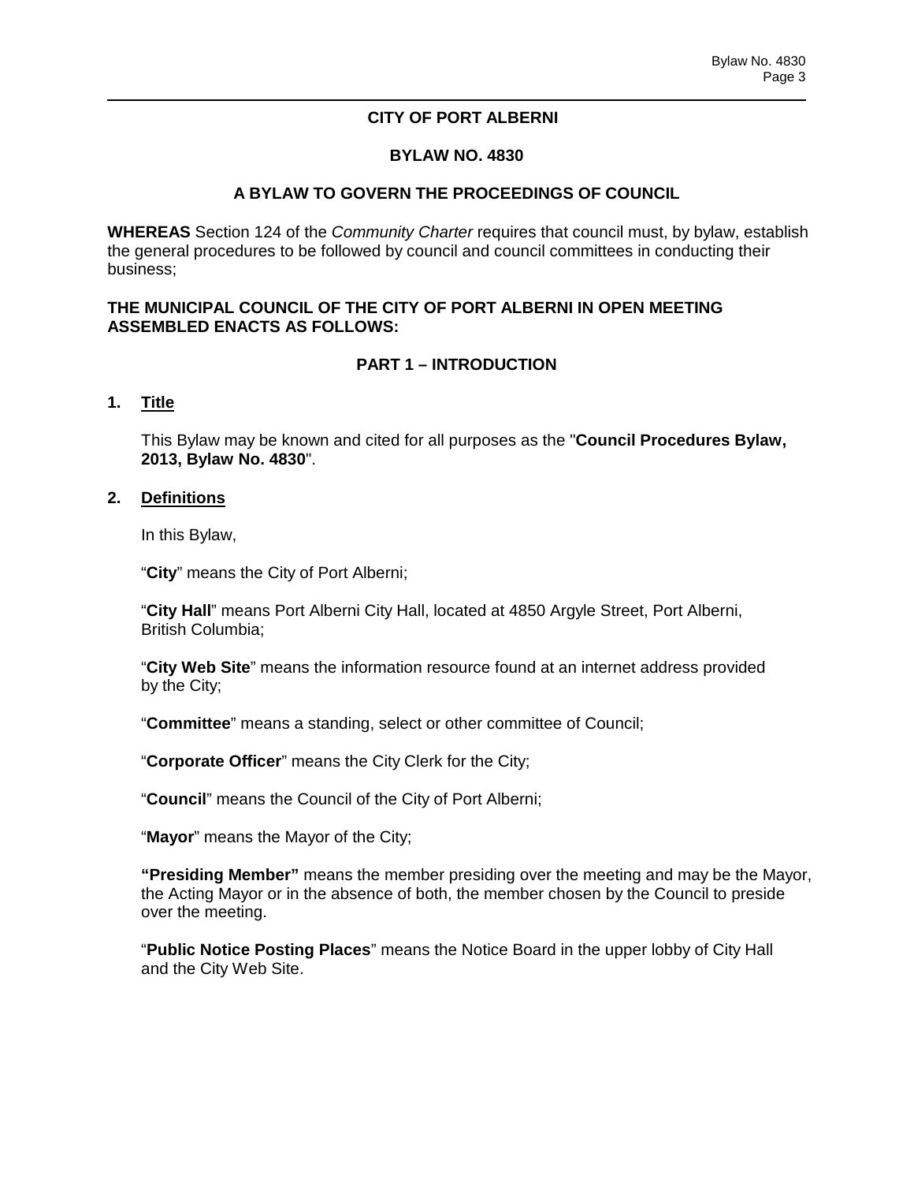# CITY OF PORT ALBERNI

## BYLAW NO. 4830

## A BYLAW TO GOVERN THE PROCEEDINGS OF COUNCIL

**WHEREAS** Section 124 of the *Community Charter* requires that council must, by bylaw, establish the general procedures to be followed by council and council committees in conducting their business;

**THE MUNICIPAL COUNCIL OF THE CITY OF PORT ALBERNI IN OPEN MEETING ASSEMBLED ENACTS AS FOLLOWS:**

## PART 1 – INTRODUCTION

### 1. Title

This Bylaw may be known and cited for all purposes as the "**Council Procedures Bylaw, 2013, Bylaw No. 4830**".

### 2. Definitions

In this Bylaw,

"**City**" means the City of Port Alberni;

"**City Hall**" means Port Alberni City Hall, located at 4850 Argyle Street, Port Alberni, British Columbia;

"**City Web Site**" means the information resource found at an internet address provided by the City;

"**Committee**" means a standing, select or other committee of Council;

"**Corporate Officer**" means the City Clerk for the City;

"**Council**" means the Council of the City of Port Alberni;

"**Mayor**" means the Mayor of the City;

**"Presiding Member"** means the member presiding over the meeting and may be the Mayor, the Acting Mayor or in the absence of both, the member chosen by the Council to preside over the meeting.

"**Public Notice Posting Places**" means the Notice Board in the upper lobby of City Hall and the City Web Site.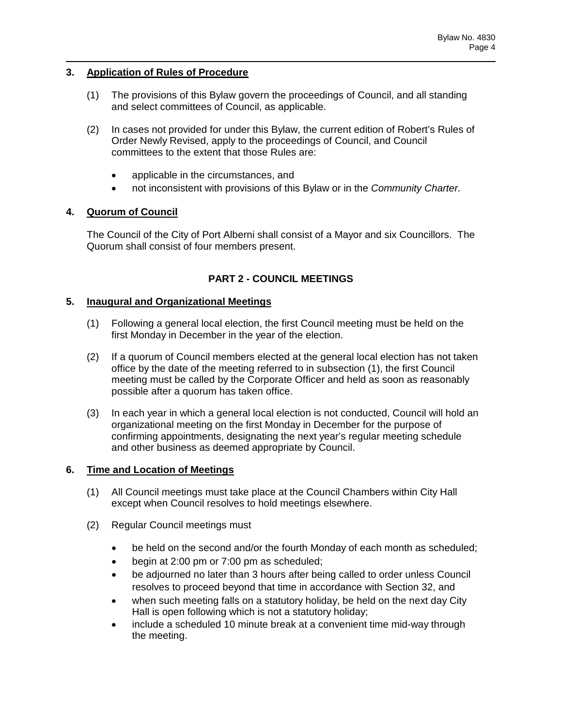## 3. Application of Rules of Procedure

(1) The provisions of this Bylaw govern the proceedings of Council, and all standing and select committees of Council, as applicable.

(2) In cases not provided for under this Bylaw, the current edition of Robert's Rules of Order Newly Revised, apply to the proceedings of Council, and Council committees to the extent that those Rules are:

- applicable in the circumstances, and
- not inconsistent with provisions of this Bylaw or in the *Community Charter.*

## 4. Quorum of Council

The Council of the City of Port Alberni shall consist of a Mayor and six Councillors. The Quorum shall consist of four members present.

# PART 2 - COUNCIL MEETINGS

## 5. Inaugural and Organizational Meetings

(1) Following a general local election, the first Council meeting must be held on the first Monday in December in the year of the election.

(2) If a quorum of Council members elected at the general local election has not taken office by the date of the meeting referred to in subsection (1), the first Council meeting must be called by the Corporate Officer and held as soon as reasonably possible after a quorum has taken office.

(3) In each year in which a general local election is not conducted, Council will hold an organizational meeting on the first Monday in December for the purpose of confirming appointments, designating the next year's regular meeting schedule and other business as deemed appropriate by Council.

## 6. Time and Location of Meetings

(1) All Council meetings must take place at the Council Chambers within City Hall except when Council resolves to hold meetings elsewhere.

(2) Regular Council meetings must

- be held on the second and/or the fourth Monday of each month as scheduled;
- begin at 2:00 pm or 7:00 pm as scheduled;
- be adjourned no later than 3 hours after being called to order unless Council resolves to proceed beyond that time in accordance with Section 32, and
- when such meeting falls on a statutory holiday, be held on the next day City Hall is open following which is not a statutory holiday;
- include a scheduled 10 minute break at a convenient time mid-way through the meeting.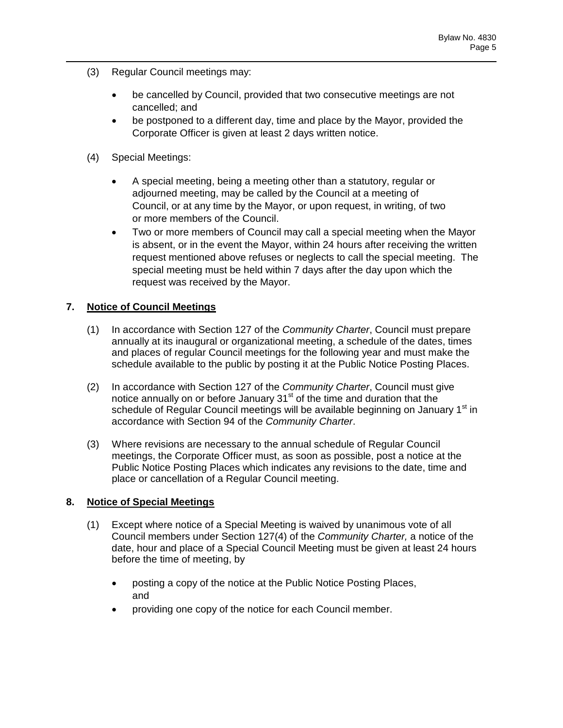(3) Regular Council meetings may:

- be cancelled by Council, provided that two consecutive meetings are not cancelled; and
- be postponed to a different day, time and place by the Mayor, provided the Corporate Officer is given at least 2 days written notice.

(4) Special Meetings:

- A special meeting, being a meeting other than a statutory, regular or adjourned meeting, may be called by the Council at a meeting of Council, or at any time by the Mayor, or upon request, in writing, of two or more members of the Council.
- Two or more members of Council may call a special meeting when the Mayor is absent, or in the event the Mayor, within 24 hours after receiving the written request mentioned above refuses or neglects to call the special meeting. The special meeting must be held within 7 days after the day upon which the request was received by the Mayor.

## 7. Notice of Council Meetings

(1) In accordance with Section 127 of the *Community Charter*, Council must prepare annually at its inaugural or organizational meeting, a schedule of the dates, times and places of regular Council meetings for the following year and must make the schedule available to the public by posting it at the Public Notice Posting Places.

(2) In accordance with Section 127 of the *Community Charter*, Council must give notice annually on or before January 31st of the time and duration that the schedule of Regular Council meetings will be available beginning on January 1st in accordance with Section 94 of the *Community Charter*.

(3) Where revisions are necessary to the annual schedule of Regular Council meetings, the Corporate Officer must, as soon as possible, post a notice at the Public Notice Posting Places which indicates any revisions to the date, time and place or cancellation of a Regular Council meeting.

## 8. Notice of Special Meetings

(1) Except where notice of a Special Meeting is waived by unanimous vote of all Council members under Section 127(4) of the *Community Charter,* a notice of the date, hour and place of a Special Council Meeting must be given at least 24 hours before the time of meeting, by

- posting a copy of the notice at the Public Notice Posting Places, and
- providing one copy of the notice for each Council member.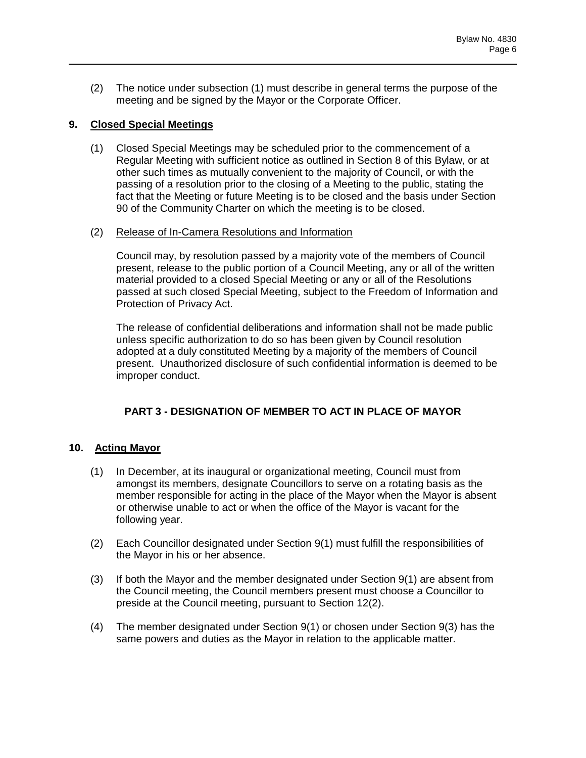(2) The notice under subsection (1) must describe in general terms the purpose of the meeting and be signed by the Mayor or the Corporate Officer.

## 9. Closed Special Meetings

(1) Closed Special Meetings may be scheduled prior to the commencement of a Regular Meeting with sufficient notice as outlined in Section 8 of this Bylaw, or at other such times as mutually convenient to the majority of Council, or with the passing of a resolution prior to the closing of a Meeting to the public, stating the fact that the Meeting or future Meeting is to be closed and the basis under Section 90 of the Community Charter on which the meeting is to be closed.

(2) Release of In-Camera Resolutions and Information

Council may, by resolution passed by a majority vote of the members of Council present, release to the public portion of a Council Meeting, any or all of the written material provided to a closed Special Meeting or any or all of the Resolutions passed at such closed Special Meeting, subject to the Freedom of Information and Protection of Privacy Act.

The release of confidential deliberations and information shall not be made public unless specific authorization to do so has been given by Council resolution adopted at a duly constituted Meeting by a majority of the members of Council present. Unauthorized disclosure of such confidential information is deemed to be improper conduct.

# PART 3 - DESIGNATION OF MEMBER TO ACT IN PLACE OF MAYOR

## 10. Acting Mayor

(1) In December, at its inaugural or organizational meeting, Council must from amongst its members, designate Councillors to serve on a rotating basis as the member responsible for acting in the place of the Mayor when the Mayor is absent or otherwise unable to act or when the office of the Mayor is vacant for the following year.

(2) Each Councillor designated under Section 9(1) must fulfill the responsibilities of the Mayor in his or her absence.

(3) If both the Mayor and the member designated under Section 9(1) are absent from the Council meeting, the Council members present must choose a Councillor to preside at the Council meeting, pursuant to Section 12(2).

(4) The member designated under Section 9(1) or chosen under Section 9(3) has the same powers and duties as the Mayor in relation to the applicable matter.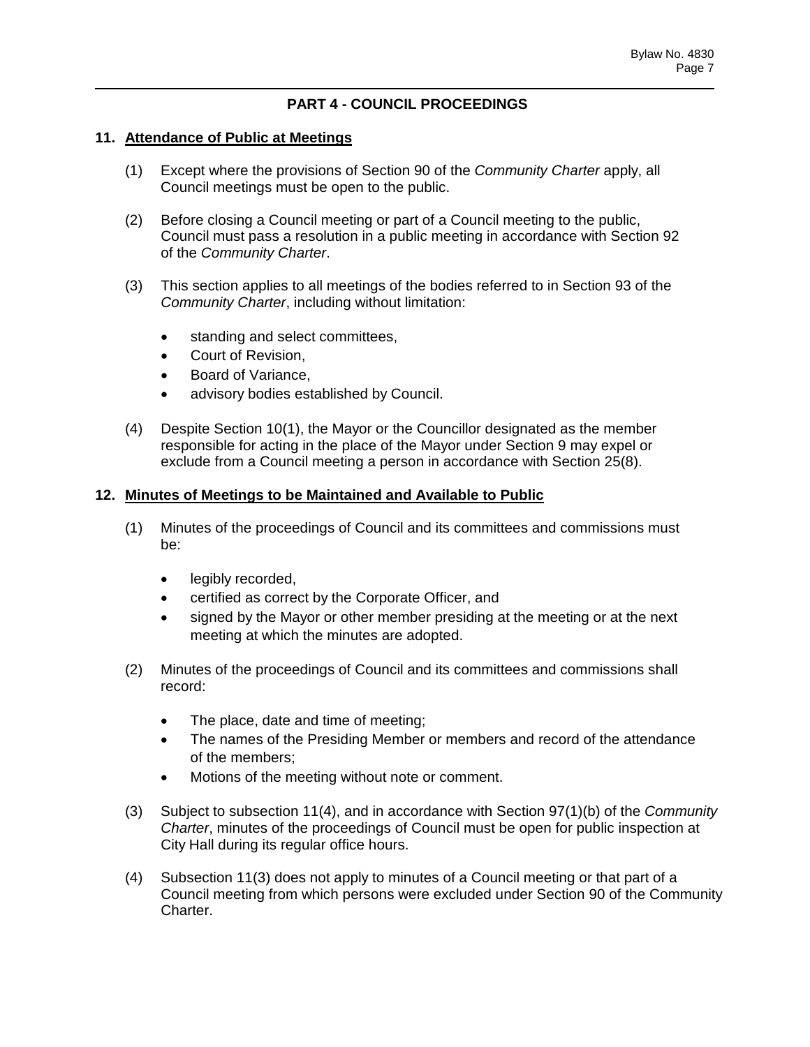## PART 4 - COUNCIL PROCEEDINGS

### 11. Attendance of Public at Meetings

(1) Except where the provisions of Section 90 of the *Community Charter* apply, all Council meetings must be open to the public.

(2) Before closing a Council meeting or part of a Council meeting to the public, Council must pass a resolution in a public meeting in accordance with Section 92 of the *Community Charter*.

(3) This section applies to all meetings of the bodies referred to in Section 93 of the *Community Charter*, including without limitation:

- standing and select committees,
- Court of Revision,
- Board of Variance,
- advisory bodies established by Council.

(4) Despite Section 10(1), the Mayor or the Councillor designated as the member responsible for acting in the place of the Mayor under Section 9 may expel or exclude from a Council meeting a person in accordance with Section 25(8).

### 12. Minutes of Meetings to be Maintained and Available to Public

(1) Minutes of the proceedings of Council and its committees and commissions must be:

- legibly recorded,
- certified as correct by the Corporate Officer, and
- signed by the Mayor or other member presiding at the meeting or at the next meeting at which the minutes are adopted.

(2) Minutes of the proceedings of Council and its committees and commissions shall record:

- The place, date and time of meeting;
- The names of the Presiding Member or members and record of the attendance of the members;
- Motions of the meeting without note or comment.

(3) Subject to subsection 11(4), and in accordance with Section 97(1)(b) of the *Community Charter*, minutes of the proceedings of Council must be open for public inspection at City Hall during its regular office hours.

(4) Subsection 11(3) does not apply to minutes of a Council meeting or that part of a Council meeting from which persons were excluded under Section 90 of the Community Charter.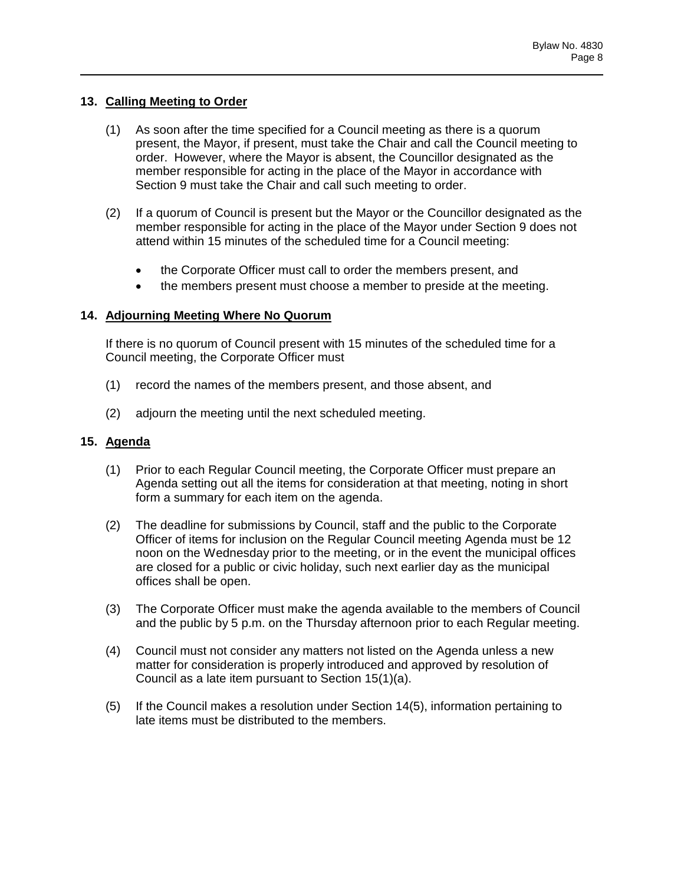## 13. Calling Meeting to Order

(1) As soon after the time specified for a Council meeting as there is a quorum present, the Mayor, if present, must take the Chair and call the Council meeting to order. However, where the Mayor is absent, the Councillor designated as the member responsible for acting in the place of the Mayor in accordance with Section 9 must take the Chair and call such meeting to order.

(2) If a quorum of Council is present but the Mayor or the Councillor designated as the member responsible for acting in the place of the Mayor under Section 9 does not attend within 15 minutes of the scheduled time for a Council meeting:

- the Corporate Officer must call to order the members present, and
- the members present must choose a member to preside at the meeting.

## 14. Adjourning Meeting Where No Quorum

If there is no quorum of Council present with 15 minutes of the scheduled time for a Council meeting, the Corporate Officer must

(1) record the names of the members present, and those absent, and

(2) adjourn the meeting until the next scheduled meeting.

## 15. Agenda

(1) Prior to each Regular Council meeting, the Corporate Officer must prepare an Agenda setting out all the items for consideration at that meeting, noting in short form a summary for each item on the agenda.

(2) The deadline for submissions by Council, staff and the public to the Corporate Officer of items for inclusion on the Regular Council meeting Agenda must be 12 noon on the Wednesday prior to the meeting, or in the event the municipal offices are closed for a public or civic holiday, such next earlier day as the municipal offices shall be open.

(3) The Corporate Officer must make the agenda available to the members of Council and the public by 5 p.m. on the Thursday afternoon prior to each Regular meeting.

(4) Council must not consider any matters not listed on the Agenda unless a new matter for consideration is properly introduced and approved by resolution of Council as a late item pursuant to Section 15(1)(a).

(5) If the Council makes a resolution under Section 14(5), information pertaining to late items must be distributed to the members.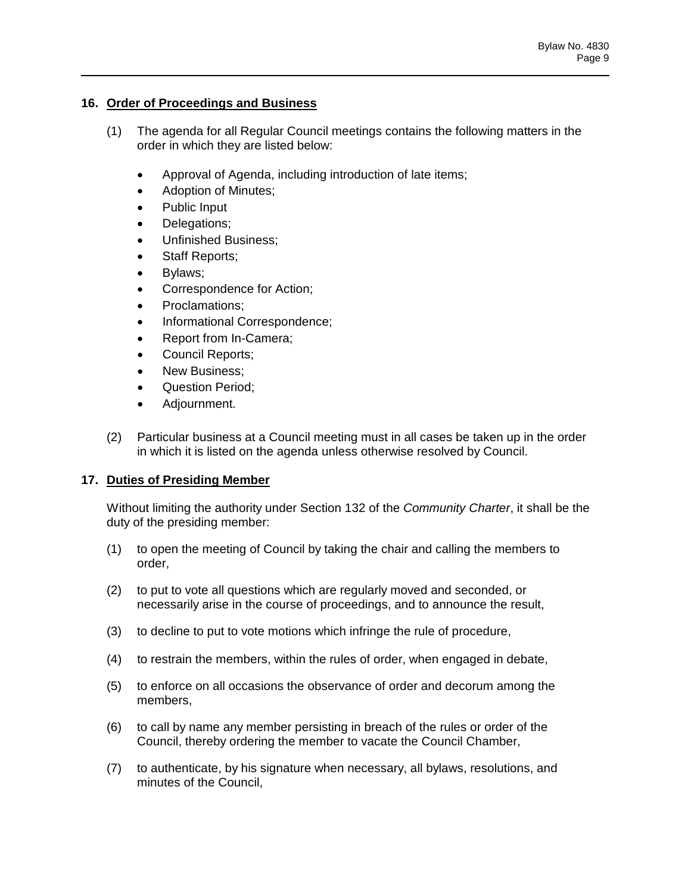## 16. Order of Proceedings and Business

(1) The agenda for all Regular Council meetings contains the following matters in the order in which they are listed below:

- Approval of Agenda, including introduction of late items;
- Adoption of Minutes;
- Public Input
- Delegations;
- Unfinished Business;
- Staff Reports;
- Bylaws;
- Correspondence for Action;
- Proclamations;
- Informational Correspondence;
- Report from In-Camera;
- Council Reports;
- New Business;
- Question Period;
- Adjournment.

(2) Particular business at a Council meeting must in all cases be taken up in the order in which it is listed on the agenda unless otherwise resolved by Council.

## 17. Duties of Presiding Member

Without limiting the authority under Section 132 of the *Community Charter*, it shall be the duty of the presiding member:

(1) to open the meeting of Council by taking the chair and calling the members to order,

(2) to put to vote all questions which are regularly moved and seconded, or necessarily arise in the course of proceedings, and to announce the result,

(3) to decline to put to vote motions which infringe the rule of procedure,

(4) to restrain the members, within the rules of order, when engaged in debate,

(5) to enforce on all occasions the observance of order and decorum among the members,

(6) to call by name any member persisting in breach of the rules or order of the Council, thereby ordering the member to vacate the Council Chamber,

(7) to authenticate, by his signature when necessary, all bylaws, resolutions, and minutes of the Council,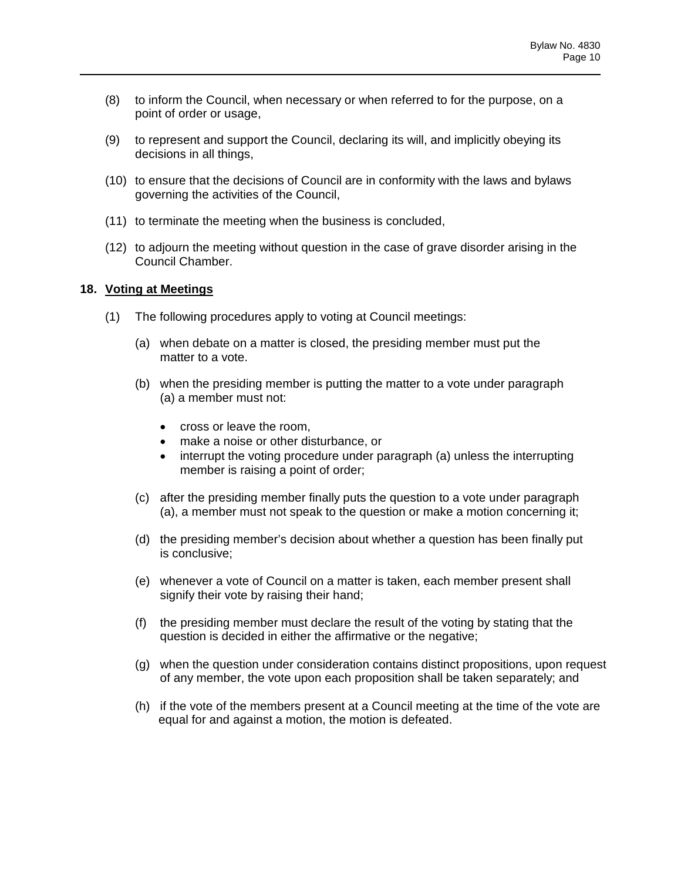(8) to inform the Council, when necessary or when referred to for the purpose, on a point of order or usage,

(9) to represent and support the Council, declaring its will, and implicitly obeying its decisions in all things,

(10) to ensure that the decisions of Council are in conformity with the laws and bylaws governing the activities of the Council,

(11) to terminate the meeting when the business is concluded,

(12) to adjourn the meeting without question in the case of grave disorder arising in the Council Chamber.

## 18. Voting at Meetings

(1) The following procedures apply to voting at Council meetings:

(a) when debate on a matter is closed, the presiding member must put the matter to a vote.

(b) when the presiding member is putting the matter to a vote under paragraph (a) a member must not:

- cross or leave the room,
- make a noise or other disturbance, or
- interrupt the voting procedure under paragraph (a) unless the interrupting member is raising a point of order;

(c) after the presiding member finally puts the question to a vote under paragraph (a), a member must not speak to the question or make a motion concerning it;

(d) the presiding member's decision about whether a question has been finally put is conclusive;

(e) whenever a vote of Council on a matter is taken, each member present shall signify their vote by raising their hand;

(f) the presiding member must declare the result of the voting by stating that the question is decided in either the affirmative or the negative;

(g) when the question under consideration contains distinct propositions, upon request of any member, the vote upon each proposition shall be taken separately; and

(h) if the vote of the members present at a Council meeting at the time of the vote are equal for and against a motion, the motion is defeated.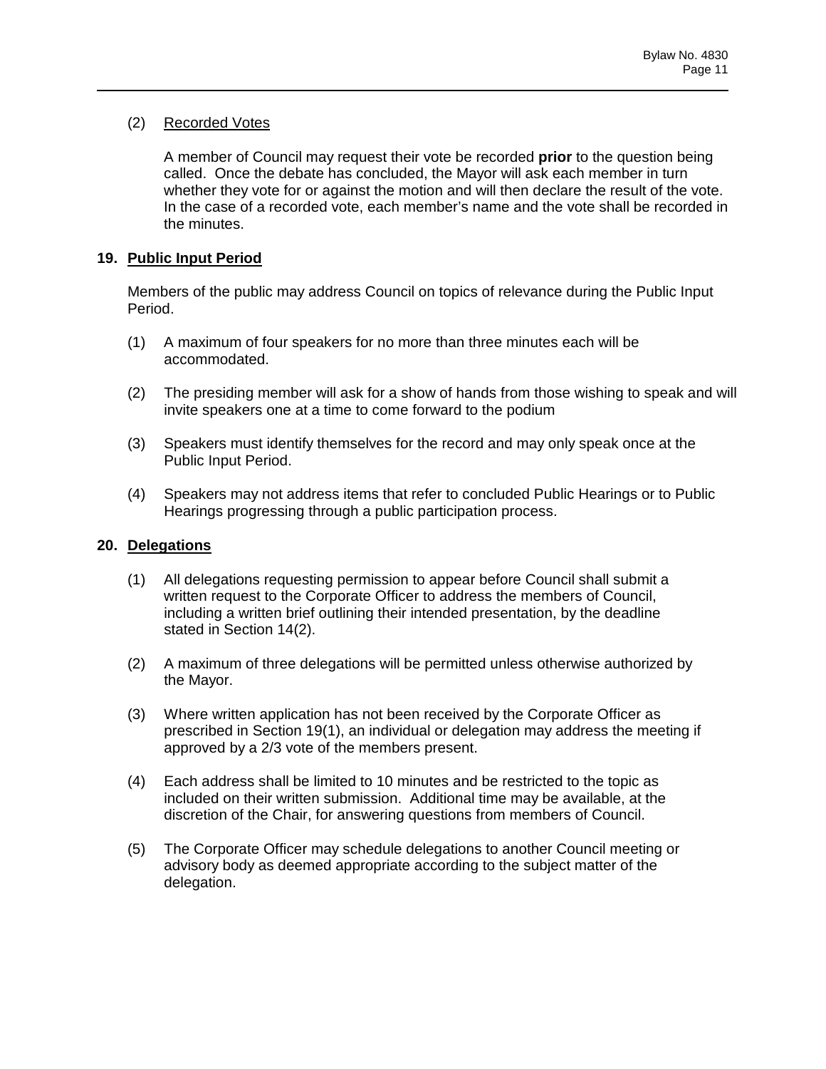(2) Recorded Votes

A member of Council may request their vote be recorded **prior** to the question being called. Once the debate has concluded, the Mayor will ask each member in turn whether they vote for or against the motion and will then declare the result of the vote. In the case of a recorded vote, each member's name and the vote shall be recorded in the minutes.

## 19. Public Input Period

Members of the public may address Council on topics of relevance during the Public Input Period.

(1) A maximum of four speakers for no more than three minutes each will be accommodated.

(2) The presiding member will ask for a show of hands from those wishing to speak and will invite speakers one at a time to come forward to the podium

(3) Speakers must identify themselves for the record and may only speak once at the Public Input Period.

(4) Speakers may not address items that refer to concluded Public Hearings or to Public Hearings progressing through a public participation process.

## 20. Delegations

(1) All delegations requesting permission to appear before Council shall submit a written request to the Corporate Officer to address the members of Council, including a written brief outlining their intended presentation, by the deadline stated in Section 14(2).

(2) A maximum of three delegations will be permitted unless otherwise authorized by the Mayor.

(3) Where written application has not been received by the Corporate Officer as prescribed in Section 19(1), an individual or delegation may address the meeting if approved by a 2/3 vote of the members present.

(4) Each address shall be limited to 10 minutes and be restricted to the topic as included on their written submission. Additional time may be available, at the discretion of the Chair, for answering questions from members of Council.

(5) The Corporate Officer may schedule delegations to another Council meeting or advisory body as deemed appropriate according to the subject matter of the delegation.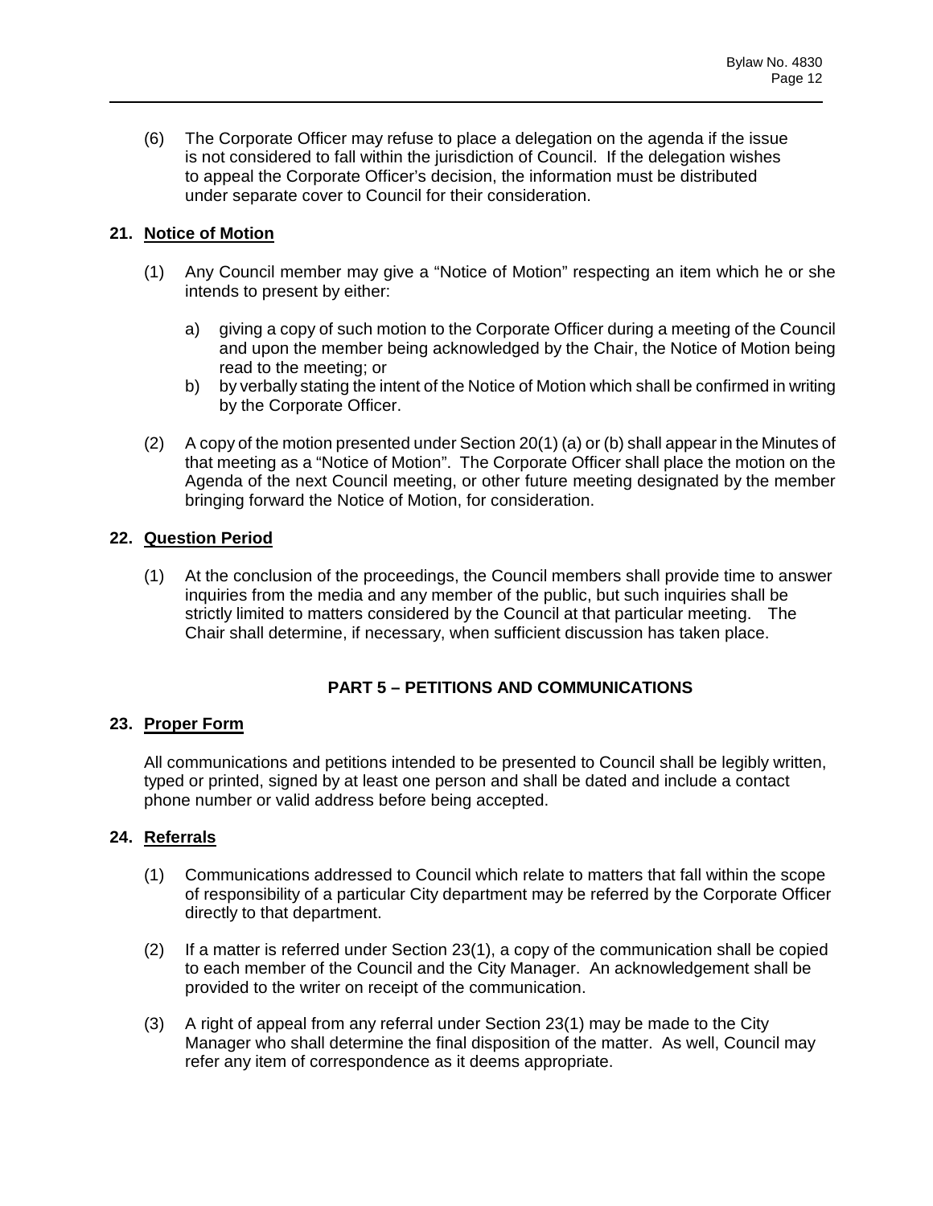(6) The Corporate Officer may refuse to place a delegation on the agenda if the issue is not considered to fall within the jurisdiction of Council. If the delegation wishes to appeal the Corporate Officer's decision, the information must be distributed under separate cover to Council for their consideration.

### 21. Notice of Motion

(1) Any Council member may give a "Notice of Motion" respecting an item which he or she intends to present by either:

a) giving a copy of such motion to the Corporate Officer during a meeting of the Council and upon the member being acknowledged by the Chair, the Notice of Motion being read to the meeting; or

b) by verbally stating the intent of the Notice of Motion which shall be confirmed in writing by the Corporate Officer.

(2) A copy of the motion presented under Section 20(1) (a) or (b) shall appear in the Minutes of that meeting as a "Notice of Motion". The Corporate Officer shall place the motion on the Agenda of the next Council meeting, or other future meeting designated by the member bringing forward the Notice of Motion, for consideration.

### 22. Question Period

(1) At the conclusion of the proceedings, the Council members shall provide time to answer inquiries from the media and any member of the public, but such inquiries shall be strictly limited to matters considered by the Council at that particular meeting. The Chair shall determine, if necessary, when sufficient discussion has taken place.

## PART 5 – PETITIONS AND COMMUNICATIONS

### 23. Proper Form

All communications and petitions intended to be presented to Council shall be legibly written, typed or printed, signed by at least one person and shall be dated and include a contact phone number or valid address before being accepted.

### 24. Referrals

(1) Communications addressed to Council which relate to matters that fall within the scope of responsibility of a particular City department may be referred by the Corporate Officer directly to that department.

(2) If a matter is referred under Section 23(1), a copy of the communication shall be copied to each member of the Council and the City Manager. An acknowledgement shall be provided to the writer on receipt of the communication.

(3) A right of appeal from any referral under Section 23(1) may be made to the City Manager who shall determine the final disposition of the matter. As well, Council may refer any item of correspondence as it deems appropriate.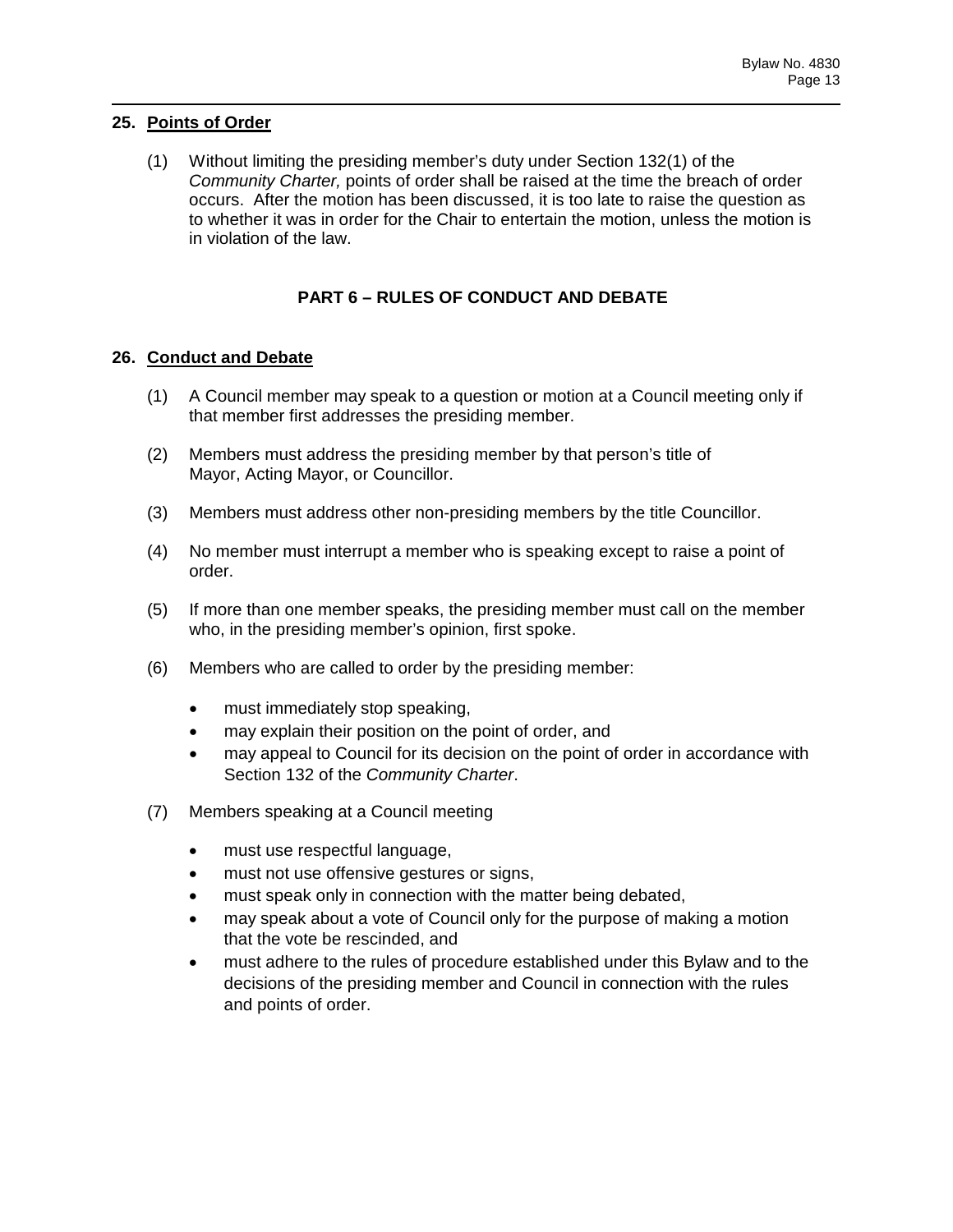## 25. Points of Order

(1) Without limiting the presiding member's duty under Section 132(1) of the *Community Charter,* points of order shall be raised at the time the breach of order occurs. After the motion has been discussed, it is too late to raise the question as to whether it was in order for the Chair to entertain the motion, unless the motion is in violation of the law.

# PART 6 – RULES OF CONDUCT AND DEBATE

## 26. Conduct and Debate

(1) A Council member may speak to a question or motion at a Council meeting only if that member first addresses the presiding member.

(2) Members must address the presiding member by that person's title of Mayor, Acting Mayor, or Councillor.

(3) Members must address other non-presiding members by the title Councillor.

(4) No member must interrupt a member who is speaking except to raise a point of order.

(5) If more than one member speaks, the presiding member must call on the member who, in the presiding member's opinion, first spoke.

(6) Members who are called to order by the presiding member:

- must immediately stop speaking,
- may explain their position on the point of order, and
- may appeal to Council for its decision on the point of order in accordance with Section 132 of the *Community Charter*.

(7) Members speaking at a Council meeting

- must use respectful language,
- must not use offensive gestures or signs,
- must speak only in connection with the matter being debated,
- may speak about a vote of Council only for the purpose of making a motion that the vote be rescinded, and
- must adhere to the rules of procedure established under this Bylaw and to the decisions of the presiding member and Council in connection with the rules and points of order.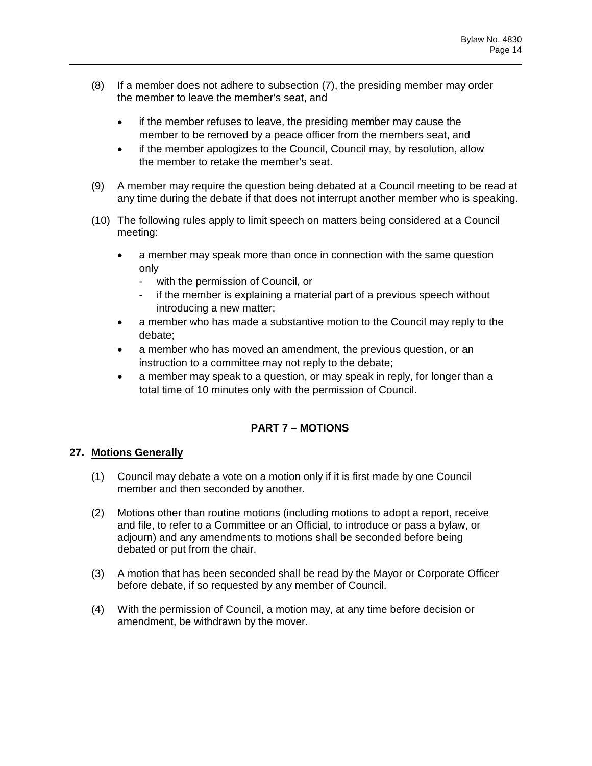(8) If a member does not adhere to subsection (7), the presiding member may order the member to leave the member's seat, and

- if the member refuses to leave, the presiding member may cause the member to be removed by a peace officer from the members seat, and
- if the member apologizes to the Council, Council may, by resolution, allow the member to retake the member's seat.

(9) A member may require the question being debated at a Council meeting to be read at any time during the debate if that does not interrupt another member who is speaking.

(10) The following rules apply to limit speech on matters being considered at a Council meeting:

- a member may speak more than once in connection with the same question only
  - with the permission of Council, or
  - if the member is explaining a material part of a previous speech without introducing a new matter;
- a member who has made a substantive motion to the Council may reply to the debate;
- a member who has moved an amendment, the previous question, or an instruction to a committee may not reply to the debate;
- a member may speak to a question, or may speak in reply, for longer than a total time of 10 minutes only with the permission of Council.

## PART 7 – MOTIONS

### 27. Motions Generally

(1) Council may debate a vote on a motion only if it is first made by one Council member and then seconded by another.

(2) Motions other than routine motions (including motions to adopt a report, receive and file, to refer to a Committee or an Official, to introduce or pass a bylaw, or adjourn) and any amendments to motions shall be seconded before being debated or put from the chair.

(3) A motion that has been seconded shall be read by the Mayor or Corporate Officer before debate, if so requested by any member of Council.

(4) With the permission of Council, a motion may, at any time before decision or amendment, be withdrawn by the mover.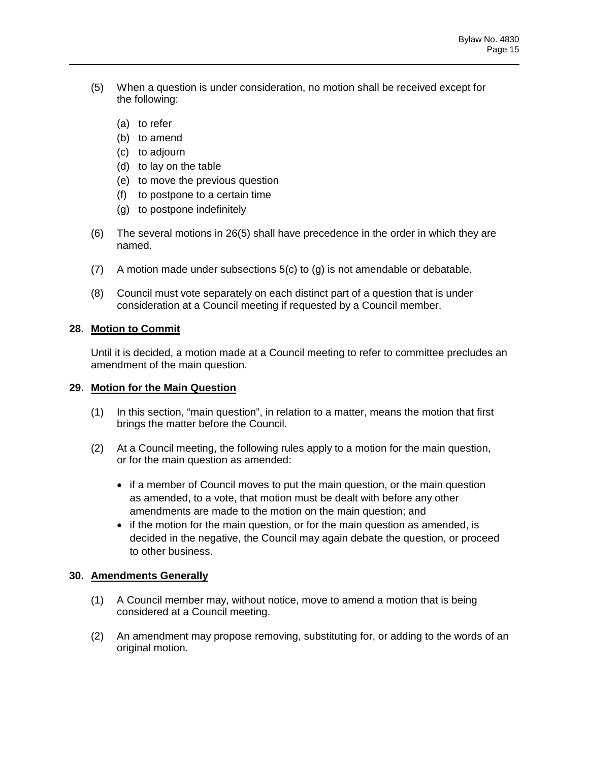(5) When a question is under consideration, no motion shall be received except for the following:

   (a) to refer
   (b) to amend
   (c) to adjourn
   (d) to lay on the table
   (e) to move the previous question
   (f) to postpone to a certain time
   (g) to postpone indefinitely

(6) The several motions in 26(5) shall have precedence in the order in which they are named.

(7) A motion made under subsections 5(c) to (g) is not amendable or debatable.

(8) Council must vote separately on each distinct part of a question that is under consideration at a Council meeting if requested by a Council member.

## 28. Motion to Commit

Until it is decided, a motion made at a Council meeting to refer to committee precludes an amendment of the main question.

## 29. Motion for the Main Question

(1) In this section, "main question", in relation to a matter, means the motion that first brings the matter before the Council.

(2) At a Council meeting, the following rules apply to a motion for the main question, or for the main question as amended:

- if a member of Council moves to put the main question, or the main question as amended, to a vote, that motion must be dealt with before any other amendments are made to the motion on the main question; and
- if the motion for the main question, or for the main question as amended, is decided in the negative, the Council may again debate the question, or proceed to other business.

## 30. Amendments Generally

(1) A Council member may, without notice, move to amend a motion that is being considered at a Council meeting.

(2) An amendment may propose removing, substituting for, or adding to the words of an original motion.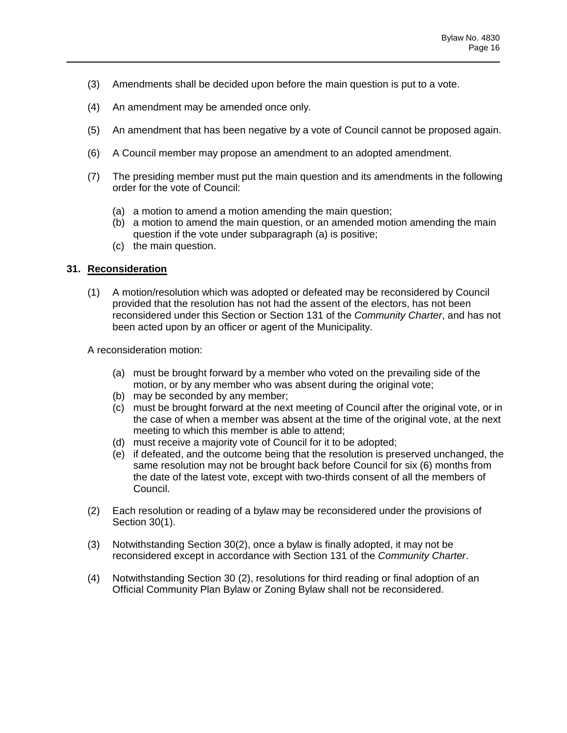(3) Amendments shall be decided upon before the main question is put to a vote.

(4) An amendment may be amended once only.

(5) An amendment that has been negative by a vote of Council cannot be proposed again.

(6) A Council member may propose an amendment to an adopted amendment.

(7) The presiding member must put the main question and its amendments in the following order for the vote of Council:

   (a) a motion to amend a motion amending the main question;
   (b) a motion to amend the main question, or an amended motion amending the main question if the vote under subparagraph (a) is positive;
   (c) the main question.

## 31. Reconsideration

(1) A motion/resolution which was adopted or defeated may be reconsidered by Council provided that the resolution has not had the assent of the electors, has not been reconsidered under this Section or Section 131 of the *Community Charter*, and has not been acted upon by an officer or agent of the Municipality.

A reconsideration motion:

   (a) must be brought forward by a member who voted on the prevailing side of the motion, or by any member who was absent during the original vote;
   (b) may be seconded by any member;
   (c) must be brought forward at the next meeting of Council after the original vote, or in the case of when a member was absent at the time of the original vote, at the next meeting to which this member is able to attend;
   (d) must receive a majority vote of Council for it to be adopted;
   (e) if defeated, and the outcome being that the resolution is preserved unchanged, the same resolution may not be brought back before Council for six (6) months from the date of the latest vote, except with two-thirds consent of all the members of Council.

(2) Each resolution or reading of a bylaw may be reconsidered under the provisions of Section 30(1).

(3) Notwithstanding Section 30(2), once a bylaw is finally adopted, it may not be reconsidered except in accordance with Section 131 of the *Community Charter*.

(4) Notwithstanding Section 30 (2), resolutions for third reading or final adoption of an Official Community Plan Bylaw or Zoning Bylaw shall not be reconsidered.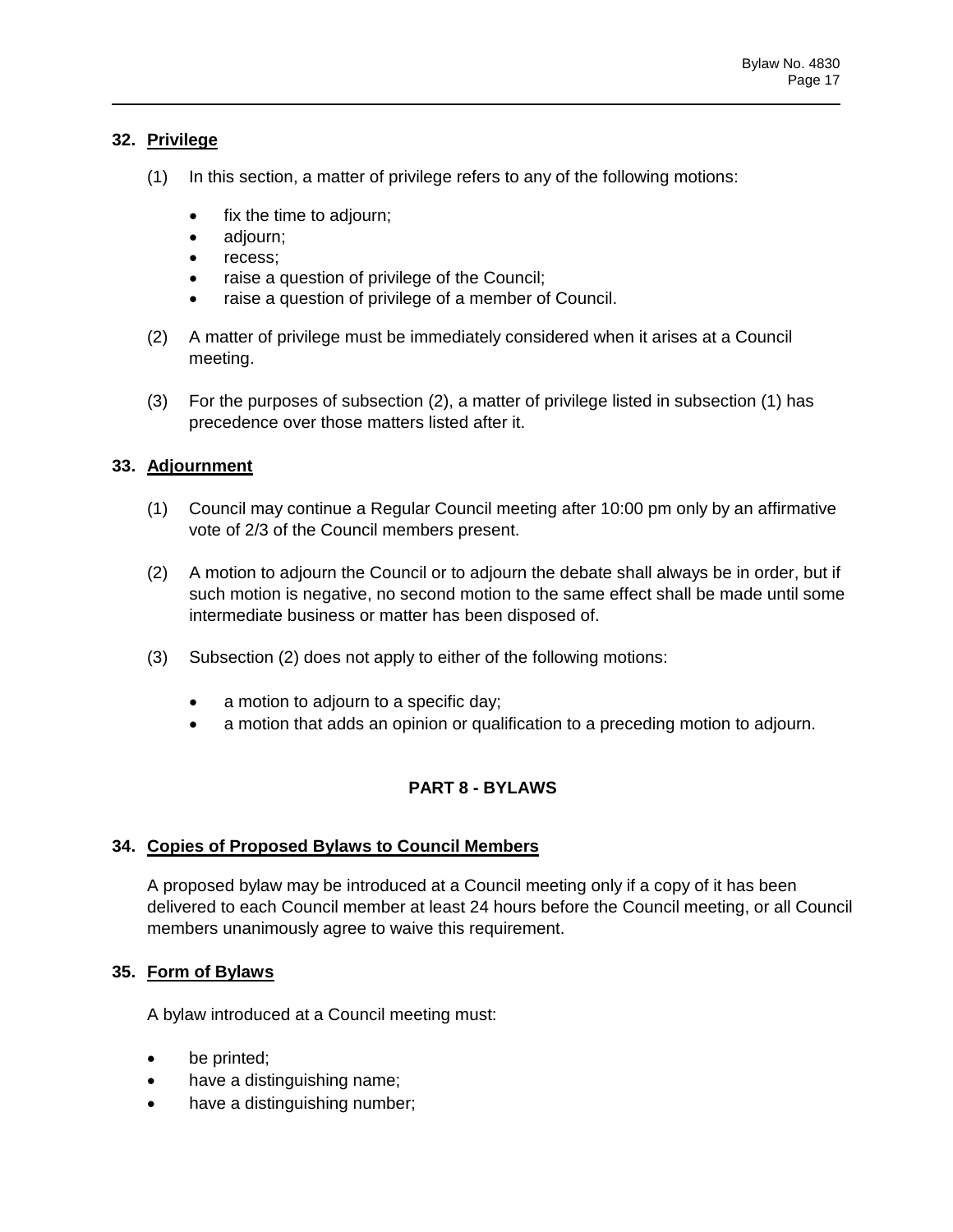## 32. Privilege

(1) In this section, a matter of privilege refers to any of the following motions:

- fix the time to adjourn;
- adjourn;
- recess;
- raise a question of privilege of the Council;
- raise a question of privilege of a member of Council.

(2) A matter of privilege must be immediately considered when it arises at a Council meeting.

(3) For the purposes of subsection (2), a matter of privilege listed in subsection (1) has precedence over those matters listed after it.

## 33. Adjournment

(1) Council may continue a Regular Council meeting after 10:00 pm only by an affirmative vote of 2/3 of the Council members present.

(2) A motion to adjourn the Council or to adjourn the debate shall always be in order, but if such motion is negative, no second motion to the same effect shall be made until some intermediate business or matter has been disposed of.

(3) Subsection (2) does not apply to either of the following motions:

- a motion to adjourn to a specific day;
- a motion that adds an opinion or qualification to a preceding motion to adjourn.

# PART 8 - BYLAWS

## 34. Copies of Proposed Bylaws to Council Members

A proposed bylaw may be introduced at a Council meeting only if a copy of it has been delivered to each Council member at least 24 hours before the Council meeting, or all Council members unanimously agree to waive this requirement.

## 35. Form of Bylaws

A bylaw introduced at a Council meeting must:

- be printed;
- have a distinguishing name;
- have a distinguishing number;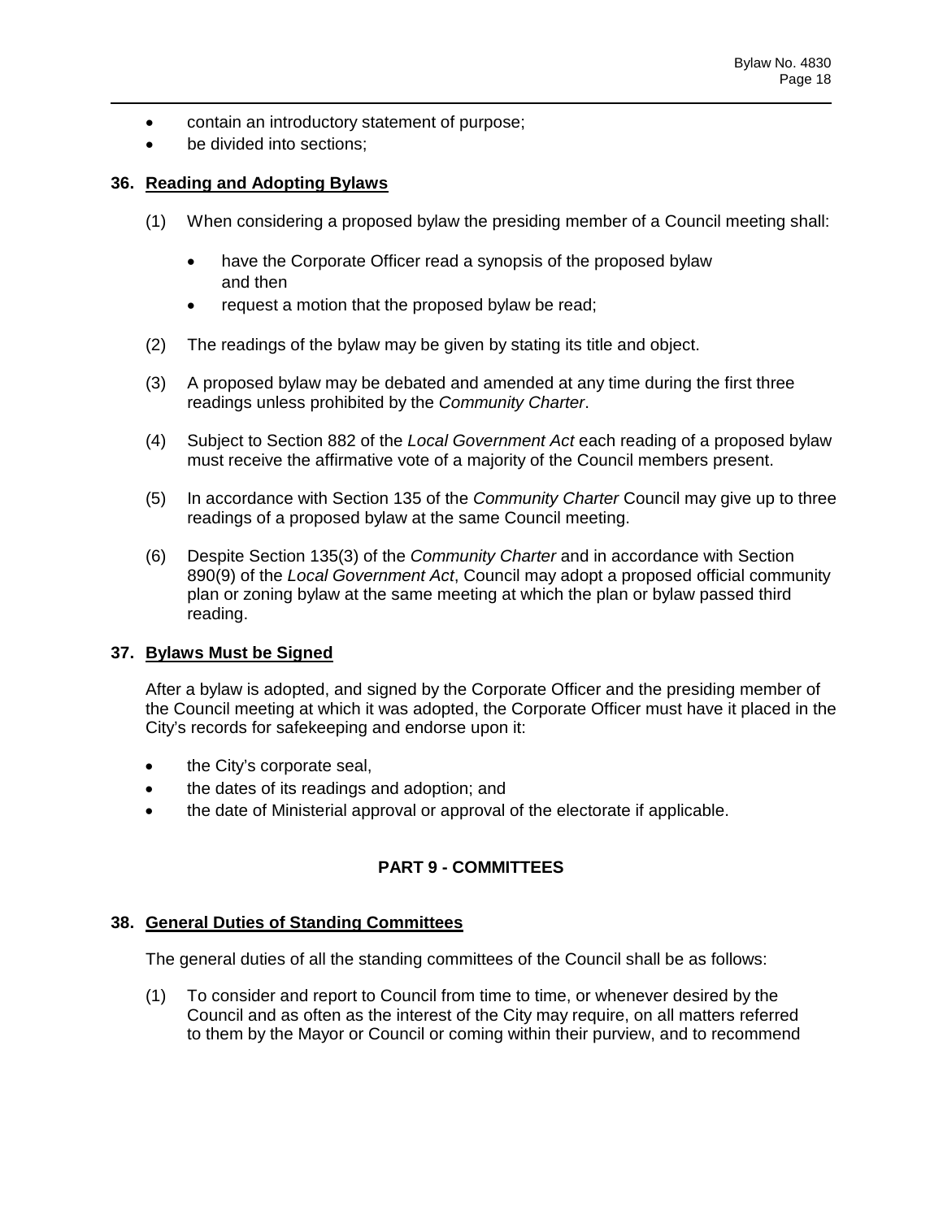- contain an introductory statement of purpose;
- be divided into sections;

## 36. Reading and Adopting Bylaws

(1) When considering a proposed bylaw the presiding member of a Council meeting shall:

- have the Corporate Officer read a synopsis of the proposed bylaw and then
- request a motion that the proposed bylaw be read;

(2) The readings of the bylaw may be given by stating its title and object.

(3) A proposed bylaw may be debated and amended at any time during the first three readings unless prohibited by the *Community Charter*.

(4) Subject to Section 882 of the *Local Government Act* each reading of a proposed bylaw must receive the affirmative vote of a majority of the Council members present.

(5) In accordance with Section 135 of the *Community Charter* Council may give up to three readings of a proposed bylaw at the same Council meeting.

(6) Despite Section 135(3) of the *Community Charter* and in accordance with Section 890(9) of the *Local Government Act*, Council may adopt a proposed official community plan or zoning bylaw at the same meeting at which the plan or bylaw passed third reading.

## 37. Bylaws Must be Signed

After a bylaw is adopted, and signed by the Corporate Officer and the presiding member of the Council meeting at which it was adopted, the Corporate Officer must have it placed in the City's records for safekeeping and endorse upon it:

- the City's corporate seal,
- the dates of its readings and adoption; and
- the date of Ministerial approval or approval of the electorate if applicable.

# PART 9 - COMMITTEES

## 38. General Duties of Standing Committees

The general duties of all the standing committees of the Council shall be as follows:

(1) To consider and report to Council from time to time, or whenever desired by the Council and as often as the interest of the City may require, on all matters referred to them by the Mayor or Council or coming within their purview, and to recommend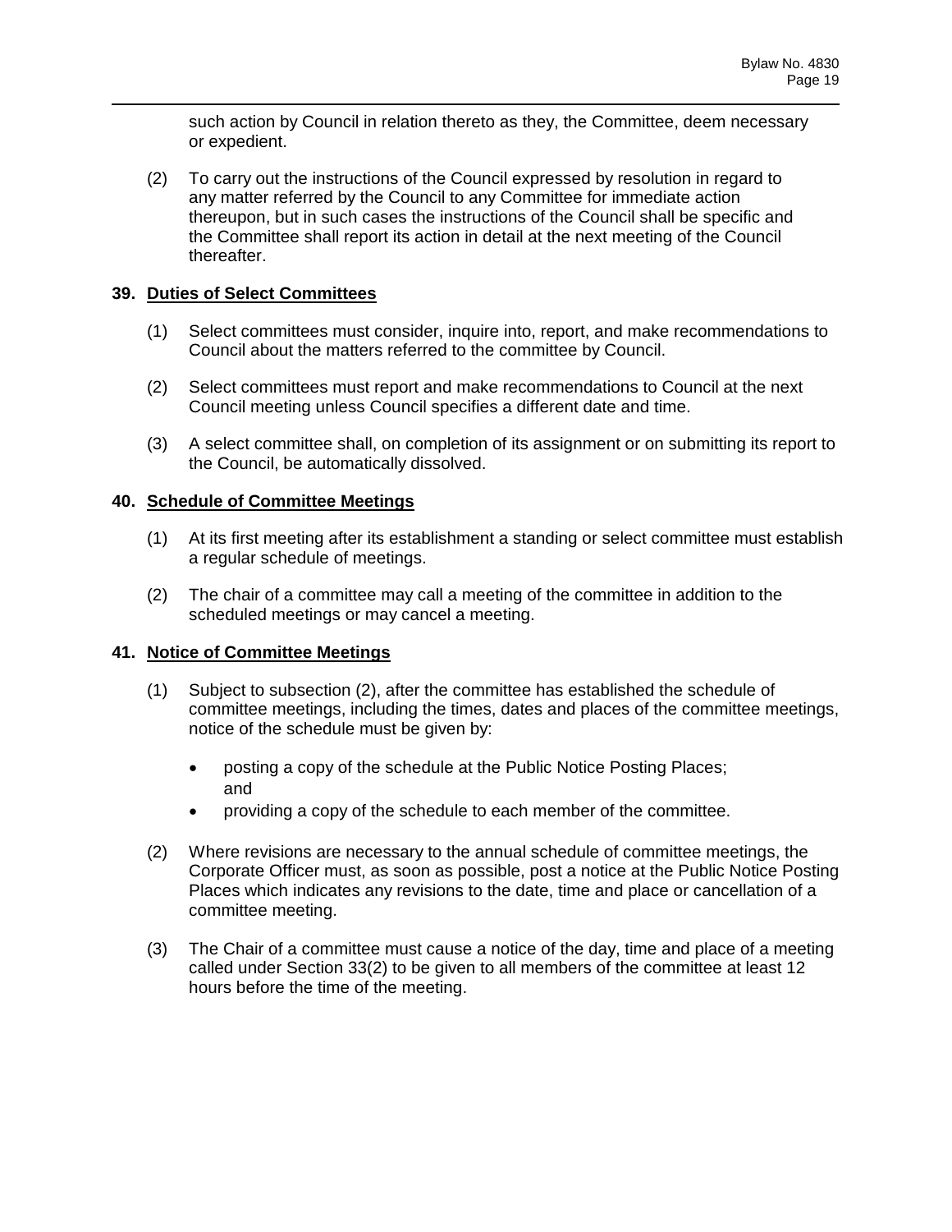such action by Council in relation thereto as they, the Committee, deem necessary or expedient.

(2) To carry out the instructions of the Council expressed by resolution in regard to any matter referred by the Council to any Committee for immediate action thereupon, but in such cases the instructions of the Council shall be specific and the Committee shall report its action in detail at the next meeting of the Council thereafter.

**39. <u>Duties of Select Committees</u>**

(1) Select committees must consider, inquire into, report, and make recommendations to Council about the matters referred to the committee by Council.

(2) Select committees must report and make recommendations to Council at the next Council meeting unless Council specifies a different date and time.

(3) A select committee shall, on completion of its assignment or on submitting its report to the Council, be automatically dissolved.

**40. <u>Schedule of Committee Meetings</u>**

(1) At its first meeting after its establishment a standing or select committee must establish a regular schedule of meetings.

(2) The chair of a committee may call a meeting of the committee in addition to the scheduled meetings or may cancel a meeting.

**41. <u>Notice of Committee Meetings</u>**

(1) Subject to subsection (2), after the committee has established the schedule of committee meetings, including the times, dates and places of the committee meetings, notice of the schedule must be given by:

- posting a copy of the schedule at the Public Notice Posting Places; and
- providing a copy of the schedule to each member of the committee.

(2) Where revisions are necessary to the annual schedule of committee meetings, the Corporate Officer must, as soon as possible, post a notice at the Public Notice Posting Places which indicates any revisions to the date, time and place or cancellation of a committee meeting.

(3) The Chair of a committee must cause a notice of the day, time and place of a meeting called under Section 33(2) to be given to all members of the committee at least 12 hours before the time of the meeting.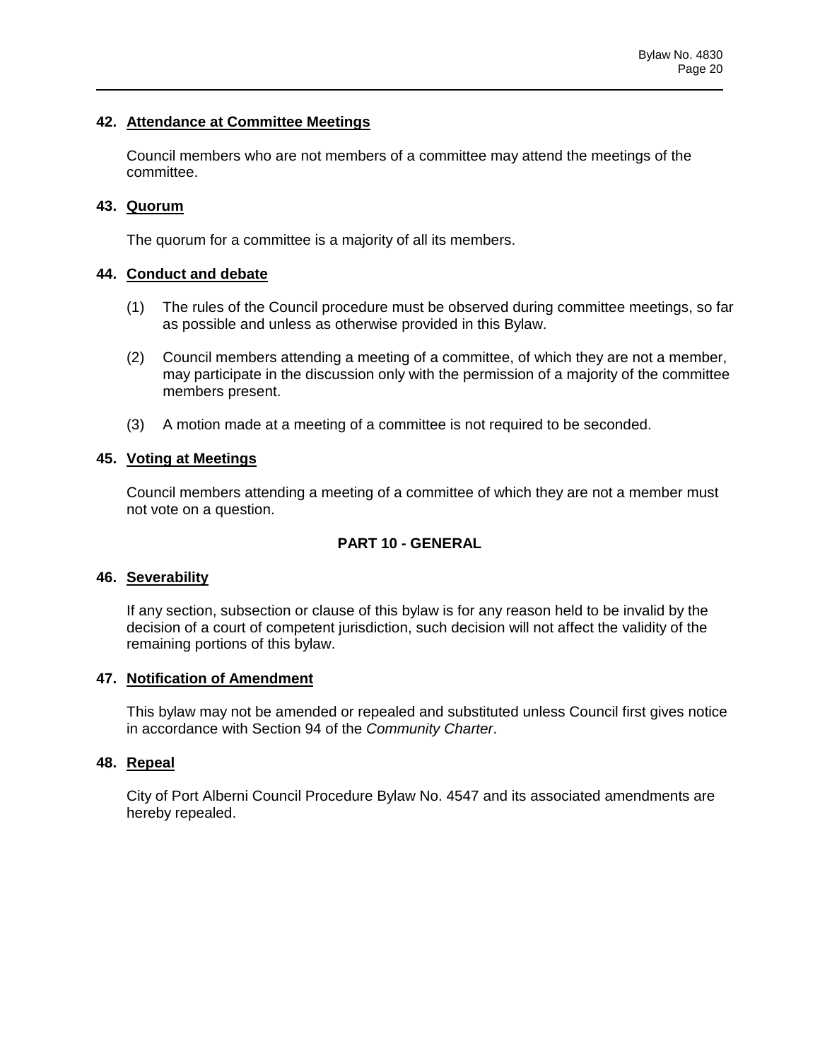### 42. Attendance at Committee Meetings

Council members who are not members of a committee may attend the meetings of the committee.

### 43. Quorum

The quorum for a committee is a majority of all its members.

### 44. Conduct and debate

(1) The rules of the Council procedure must be observed during committee meetings, so far as possible and unless as otherwise provided in this Bylaw.

(2) Council members attending a meeting of a committee, of which they are not a member, may participate in the discussion only with the permission of a majority of the committee members present.

(3) A motion made at a meeting of a committee is not required to be seconded.

### 45. Voting at Meetings

Council members attending a meeting of a committee of which they are not a member must not vote on a question.

## PART 10 - GENERAL

### 46. Severability

If any section, subsection or clause of this bylaw is for any reason held to be invalid by the decision of a court of competent jurisdiction, such decision will not affect the validity of the remaining portions of this bylaw.

### 47. Notification of Amendment

This bylaw may not be amended or repealed and substituted unless Council first gives notice in accordance with Section 94 of the *Community Charter*.

### 48. Repeal

City of Port Alberni Council Procedure Bylaw No. 4547 and its associated amendments are hereby repealed.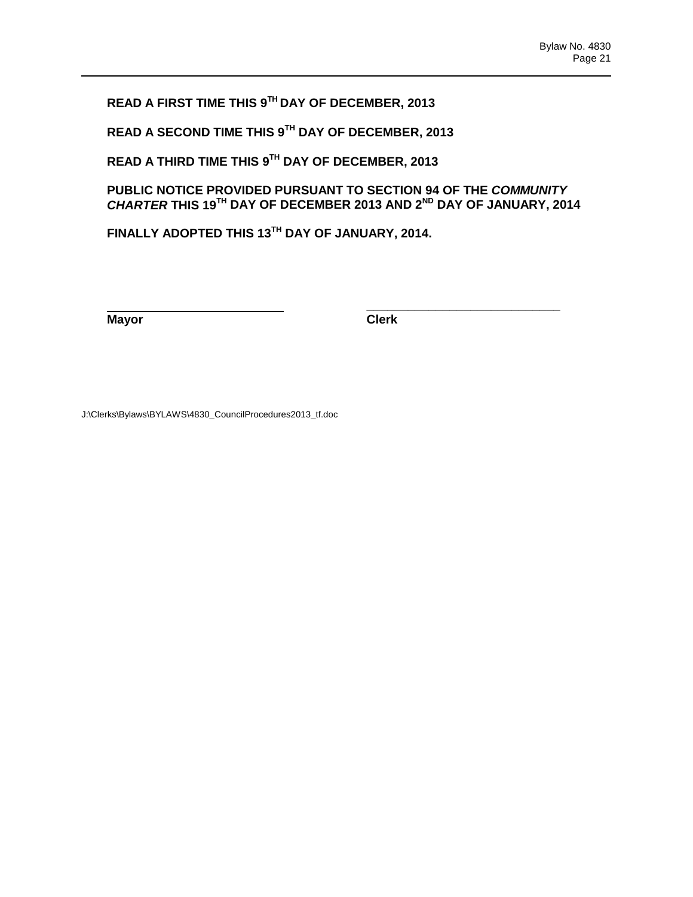**READ A FIRST TIME THIS 9TH DAY OF DECEMBER, 2013**

**READ A SECOND TIME THIS 9TH DAY OF DECEMBER, 2013**

**READ A THIRD TIME THIS 9TH DAY OF DECEMBER, 2013**

**PUBLIC NOTICE PROVIDED PURSUANT TO SECTION 94 OF THE *COMMUNITY CHARTER* THIS 19TH DAY OF DECEMBER 2013 AND 2ND DAY OF JANUARY, 2014**

**FINALLY ADOPTED THIS 13TH DAY OF JANUARY, 2014.**

| | |
|---|---|
| ______________________________ | ______________________________ |
| **Mayor** | **Clerk** |

J:\Clerks\Bylaws\BYLAWS\4830_CouncilProcedures2013_tf.doc